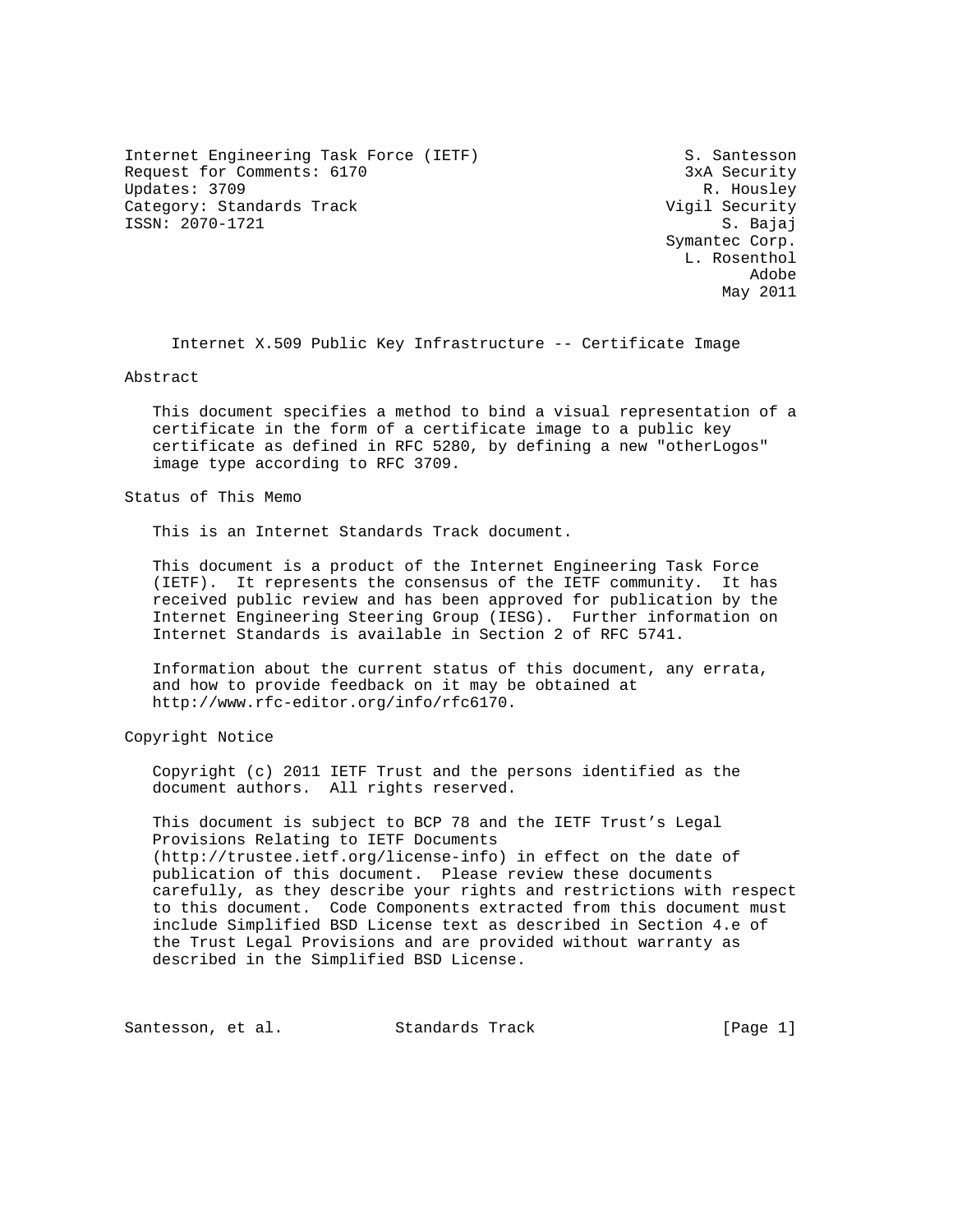Internet Engineering Task Force (IETF) S. Santesson
Request for Comments: 6170 3xA Security
Updates: 3709 R. Housley
Category: Standards Track Vigil Security
ISSN: 2070-1721 S. Bajaj
Symantec Corp.
L. Rosenthol
Adobe
May 2011

# Internet X.509 Public Key Infrastructure -- Certificate Image

## Abstract

This document specifies a method to bind a visual representation of a certificate in the form of a certificate image to a public key certificate as defined in RFC 5280, by defining a new "otherLogos" image type according to RFC 3709.

## Status of This Memo

This is an Internet Standards Track document.

This document is a product of the Internet Engineering Task Force (IETF). It represents the consensus of the IETF community. It has received public review and has been approved for publication by the Internet Engineering Steering Group (IESG). Further information on Internet Standards is available in Section 2 of RFC 5741.

Information about the current status of this document, any errata, and how to provide feedback on it may be obtained at http://www.rfc-editor.org/info/rfc6170.

## Copyright Notice

Copyright (c) 2011 IETF Trust and the persons identified as the document authors. All rights reserved.

This document is subject to BCP 78 and the IETF Trust's Legal Provisions Relating to IETF Documents (http://trustee.ietf.org/license-info) in effect on the date of publication of this document. Please review these documents carefully, as they describe your rights and restrictions with respect to this document. Code Components extracted from this document must include Simplified BSD License text as described in Section 4.e of the Trust Legal Provisions and are provided without warranty as described in the Simplified BSD License.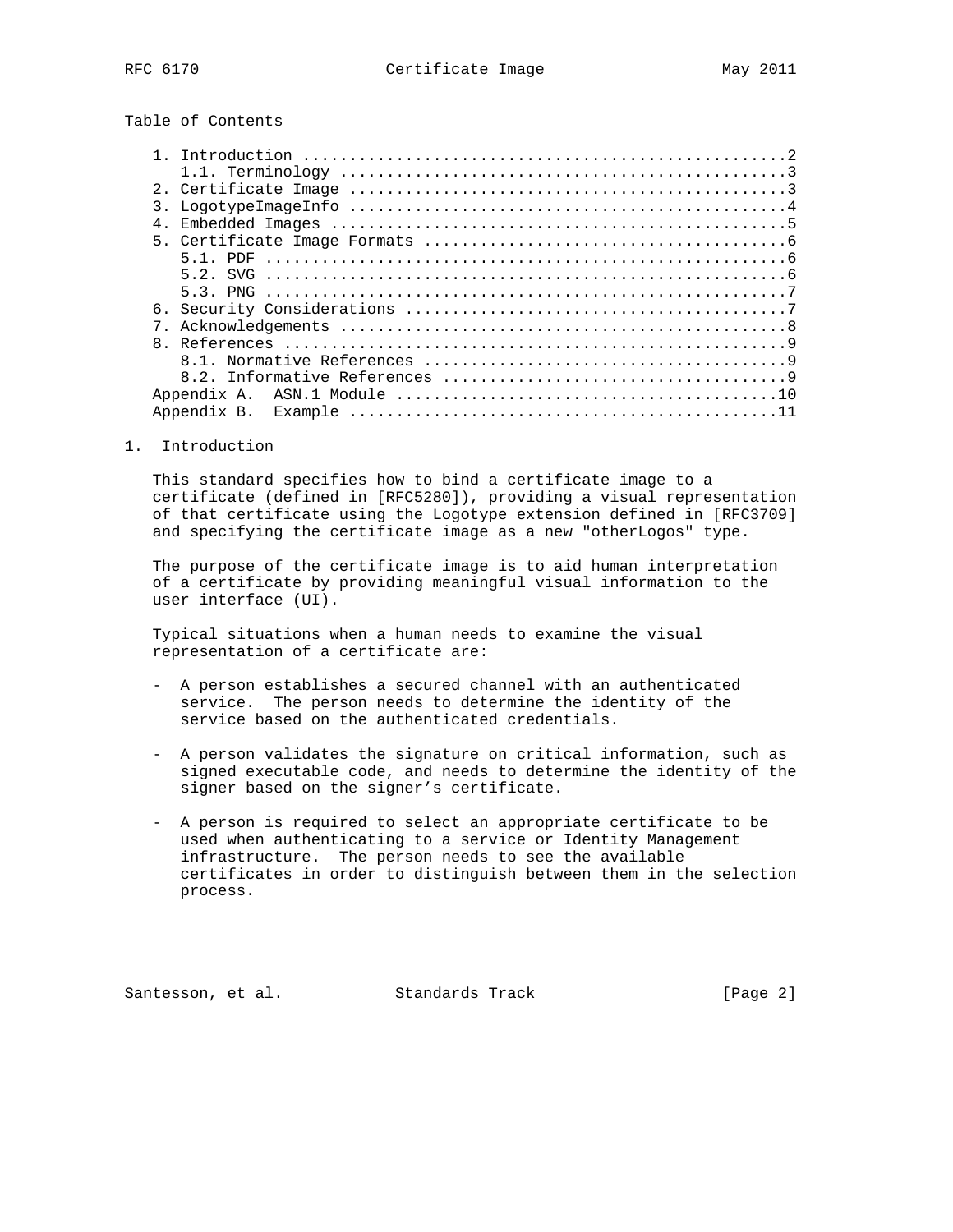Table of Contents

1. Introduction ....................................................2
   1.1. Terminology ...............................................3
2. Certificate Image ..............................................3
3. LogotypeImageInfo ..............................................4
4. Embedded Images ................................................5
5. Certificate Image Formats ......................................6
   5.1. PDF .......................................................6
   5.2. SVG .......................................................6
   5.3. PNG .......................................................7
6. Security Considerations ........................................7
7. Acknowledgements ...............................................8
8. References .....................................................9
   8.1. Normative References ......................................9
   8.2. Informative References ....................................9
Appendix A. ASN.1 Module .........................................10
Appendix B. Example ..............................................11

# 1. Introduction

This standard specifies how to bind a certificate image to a certificate (defined in [RFC5280]), providing a visual representation of that certificate using the Logotype extension defined in [RFC3709] and specifying the certificate image as a new "otherLogos" type.

The purpose of the certificate image is to aid human interpretation of a certificate by providing meaningful visual information to the user interface (UI).

Typical situations when a human needs to examine the visual representation of a certificate are:

- A person establishes a secured channel with an authenticated service. The person needs to determine the identity of the service based on the authenticated credentials.

- A person validates the signature on critical information, such as signed executable code, and needs to determine the identity of the signer based on the signer's certificate.

- A person is required to select an appropriate certificate to be used when authenticating to a service or Identity Management infrastructure. The person needs to see the available certificates in order to distinguish between them in the selection process.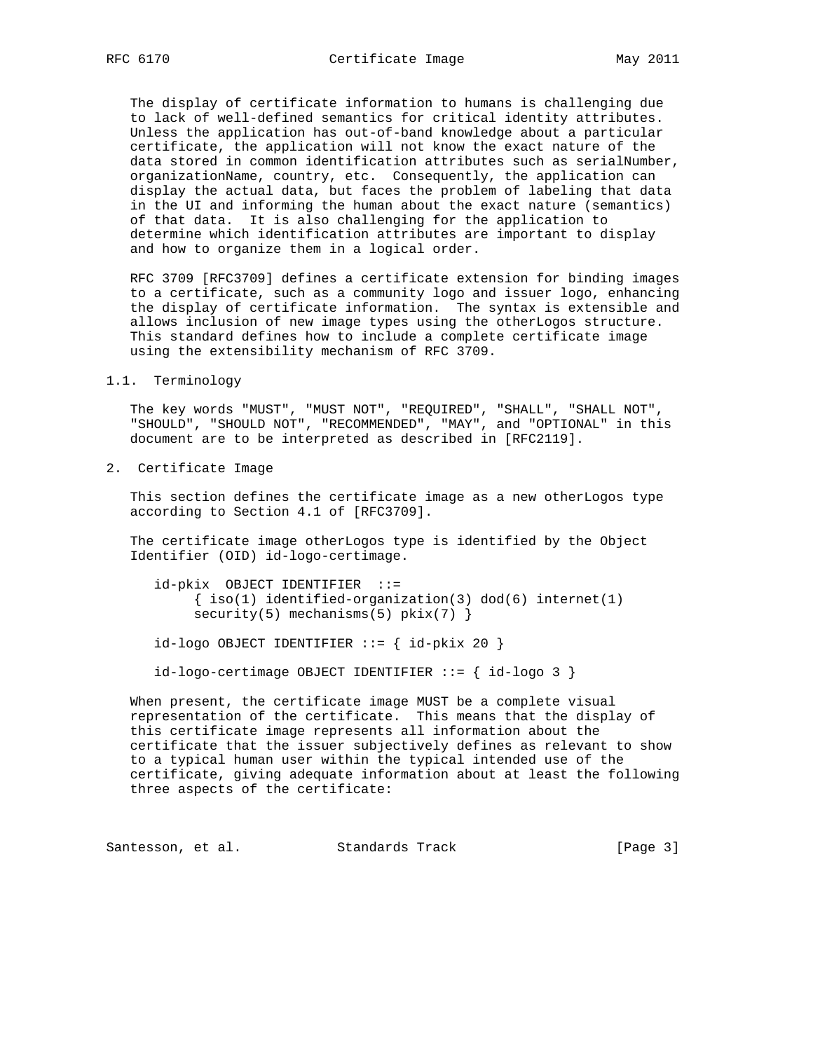The display of certificate information to humans is challenging due to lack of well-defined semantics for critical identity attributes. Unless the application has out-of-band knowledge about a particular certificate, the application will not know the exact nature of the data stored in common identification attributes such as serialNumber, organizationName, country, etc. Consequently, the application can display the actual data, but faces the problem of labeling that data in the UI and informing the human about the exact nature (semantics) of that data. It is also challenging for the application to determine which identification attributes are important to display and how to organize them in a logical order.

RFC 3709 [RFC3709] defines a certificate extension for binding images to a certificate, such as a community logo and issuer logo, enhancing the display of certificate information. The syntax is extensible and allows inclusion of new image types using the otherLogos structure. This standard defines how to include a complete certificate image using the extensibility mechanism of RFC 3709.

### 1.1. Terminology

The key words "MUST", "MUST NOT", "REQUIRED", "SHALL", "SHALL NOT", "SHOULD", "SHOULD NOT", "RECOMMENDED", "MAY", and "OPTIONAL" in this document are to be interpreted as described in [RFC2119].

## 2. Certificate Image

This section defines the certificate image as a new otherLogos type according to Section 4.1 of [RFC3709].

The certificate image otherLogos type is identified by the Object Identifier (OID) id-logo-certimage.

```
id-pkix  OBJECT IDENTIFIER  ::=
      { iso(1) identified-organization(3) dod(6) internet(1)
      security(5) mechanisms(5) pkix(7) }

id-logo OBJECT IDENTIFIER ::= { id-pkix 20 }

id-logo-certimage OBJECT IDENTIFIER ::= { id-logo 3 }
```

When present, the certificate image MUST be a complete visual representation of the certificate. This means that the display of this certificate image represents all information about the certificate that the issuer subjectively defines as relevant to show to a typical human user within the typical intended use of the certificate, giving adequate information about at least the following three aspects of the certificate: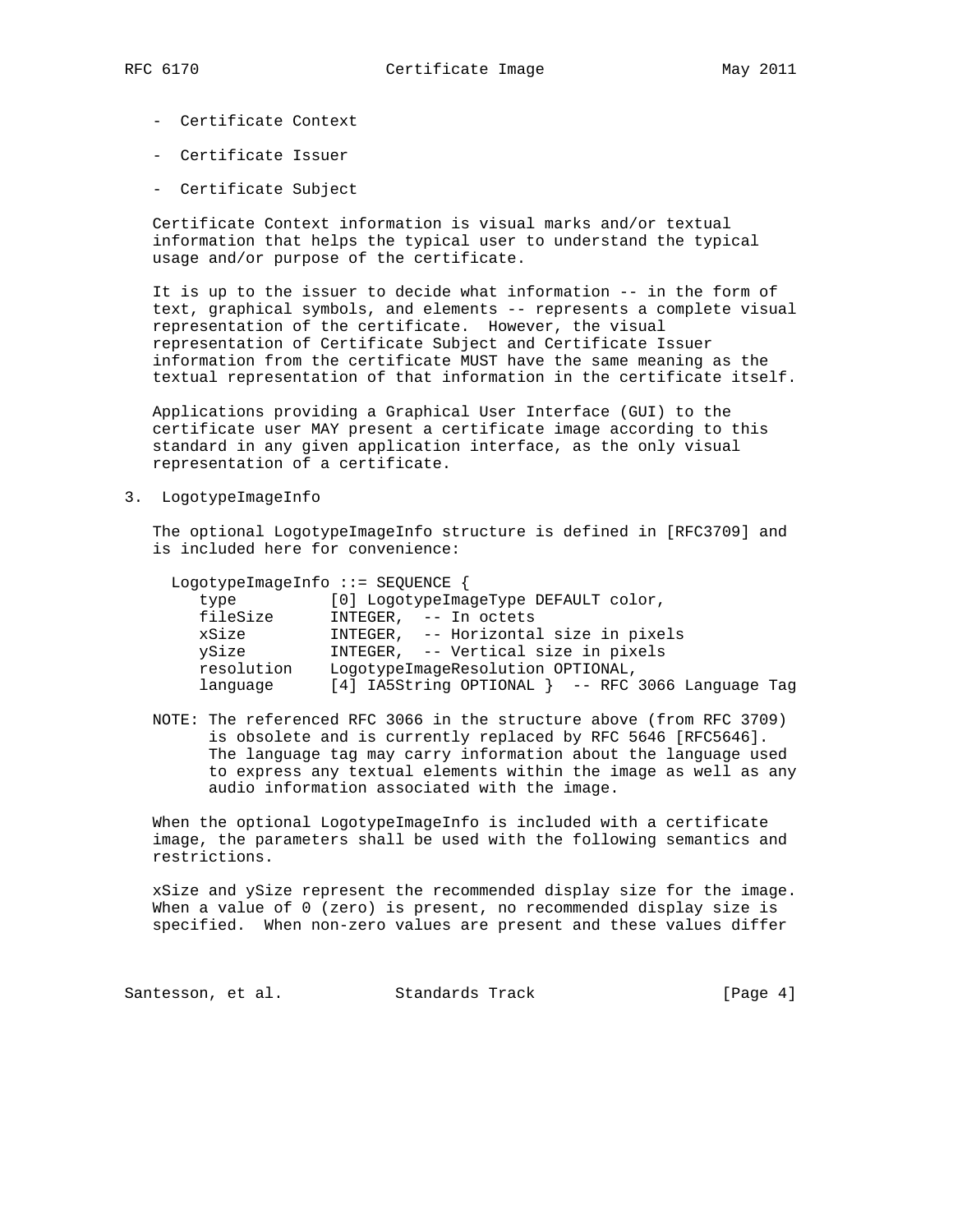- Certificate Context

- Certificate Issuer

- Certificate Subject

Certificate Context information is visual marks and/or textual information that helps the typical user to understand the typical usage and/or purpose of the certificate.

It is up to the issuer to decide what information -- in the form of text, graphical symbols, and elements -- represents a complete visual representation of the certificate. However, the visual representation of Certificate Subject and Certificate Issuer information from the certificate MUST have the same meaning as the textual representation of that information in the certificate itself.

Applications providing a Graphical User Interface (GUI) to the certificate user MAY present a certificate image according to this standard in any given application interface, as the only visual representation of a certificate.

## 3. LogotypeImageInfo

The optional LogotypeImageInfo structure is defined in [RFC3709] and is included here for convenience:

```
LogotypeImageInfo ::= SEQUENCE {
   type          [0] LogotypeImageType DEFAULT color,
   fileSize      INTEGER,  -- In octets
   xSize         INTEGER,  -- Horizontal size in pixels
   ySize         INTEGER,  -- Vertical size in pixels
   resolution    LogotypeImageResolution OPTIONAL,
   language      [4] IA5String OPTIONAL }  -- RFC 3066 Language Tag
```

NOTE: The referenced RFC 3066 in the structure above (from RFC 3709) is obsolete and is currently replaced by RFC 5646 [RFC5646]. The language tag may carry information about the language used to express any textual elements within the image as well as any audio information associated with the image.

When the optional LogotypeImageInfo is included with a certificate image, the parameters shall be used with the following semantics and restrictions.

xSize and ySize represent the recommended display size for the image. When a value of 0 (zero) is present, no recommended display size is specified. When non-zero values are present and these values differ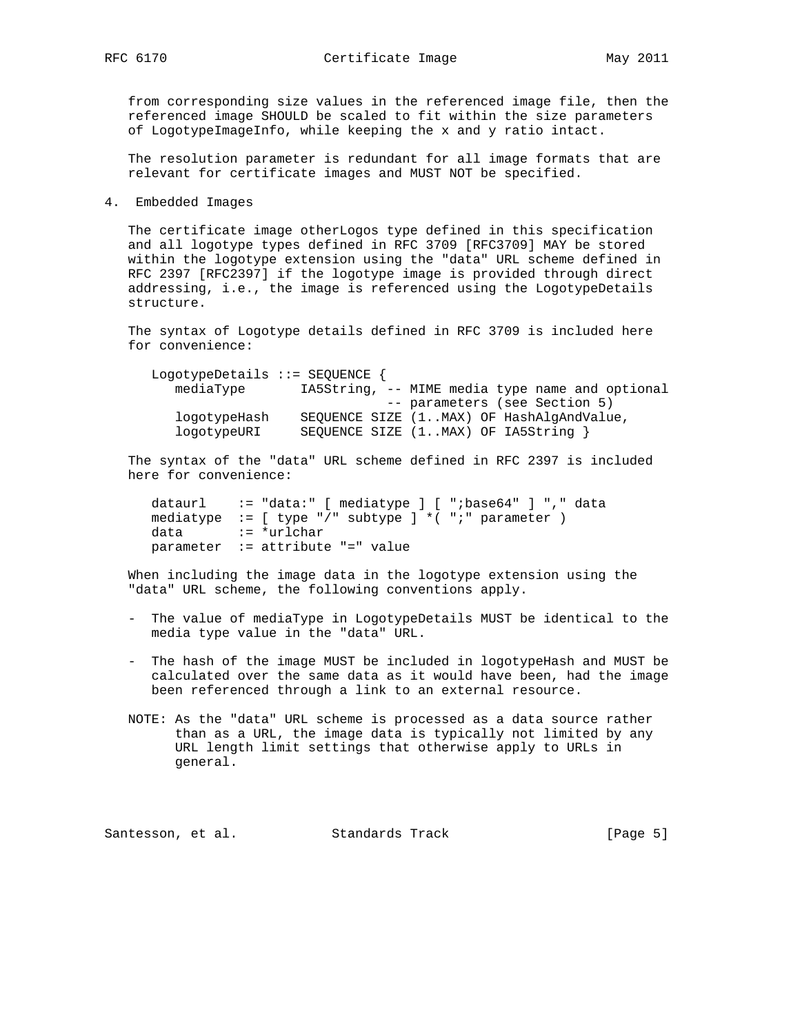from corresponding size values in the referenced image file, then the referenced image SHOULD be scaled to fit within the size parameters of LogotypeImageInfo, while keeping the x and y ratio intact.

The resolution parameter is redundant for all image formats that are relevant for certificate images and MUST NOT be specified.

## 4. Embedded Images

The certificate image otherLogos type defined in this specification and all logotype types defined in RFC 3709 [RFC3709] MAY be stored within the logotype extension using the "data" URL scheme defined in RFC 2397 [RFC2397] if the logotype image is provided through direct addressing, i.e., the image is referenced using the LogotypeDetails structure.

The syntax of Logotype details defined in RFC 3709 is included here for convenience:

```
LogotypeDetails ::= SEQUENCE {
   mediaType       IA5String, -- MIME media type name and optional
                              -- parameters (see Section 5)
   logotypeHash    SEQUENCE SIZE (1..MAX) OF HashAlgAndValue,
   logotypeURI     SEQUENCE SIZE (1..MAX) OF IA5String }
```

The syntax of the "data" URL scheme defined in RFC 2397 is included here for convenience:

```
dataurl    := "data:" [ mediatype ] [ ";base64" ] "," data
mediatype  := [ type "/" subtype ] *( ";" parameter )
data       := *urlchar
parameter  := attribute "=" value
```

When including the image data in the logotype extension using the "data" URL scheme, the following conventions apply.

- The value of mediaType in LogotypeDetails MUST be identical to the media type value in the "data" URL.

- The hash of the image MUST be included in logotypeHash and MUST be calculated over the same data as it would have been, had the image been referenced through a link to an external resource.

NOTE: As the "data" URL scheme is processed as a data source rather than as a URL, the image data is typically not limited by any URL length limit settings that otherwise apply to URLs in general.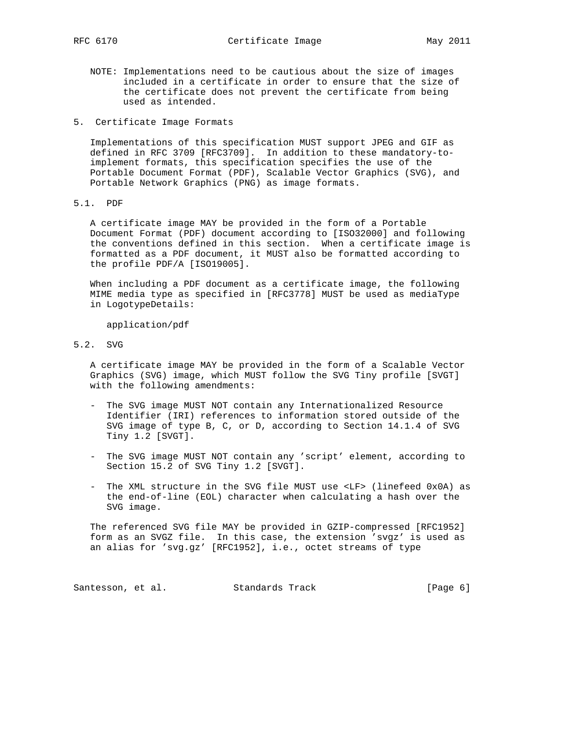NOTE: Implementations need to be cautious about the size of images included in a certificate in order to ensure that the size of the certificate does not prevent the certificate from being used as intended.

## 5. Certificate Image Formats

Implementations of this specification MUST support JPEG and GIF as defined in RFC 3709 [RFC3709]. In addition to these mandatory-to-implement formats, this specification specifies the use of the Portable Document Format (PDF), Scalable Vector Graphics (SVG), and Portable Network Graphics (PNG) as image formats.

### 5.1. PDF

A certificate image MAY be provided in the form of a Portable Document Format (PDF) document according to [ISO32000] and following the conventions defined in this section. When a certificate image is formatted as a PDF document, it MUST also be formatted according to the profile PDF/A [ISO19005].

When including a PDF document as a certificate image, the following MIME media type as specified in [RFC3778] MUST be used as mediaType in LogotypeDetails:

```
application/pdf
```

### 5.2. SVG

A certificate image MAY be provided in the form of a Scalable Vector Graphics (SVG) image, which MUST follow the SVG Tiny profile [SVGT] with the following amendments:

- The SVG image MUST NOT contain any Internationalized Resource Identifier (IRI) references to information stored outside of the SVG image of type B, C, or D, according to Section 14.1.4 of SVG Tiny 1.2 [SVGT].

- The SVG image MUST NOT contain any 'script' element, according to Section 15.2 of SVG Tiny 1.2 [SVGT].

- The XML structure in the SVG file MUST use <LF> (linefeed 0x0A) as the end-of-line (EOL) character when calculating a hash over the SVG image.

The referenced SVG file MAY be provided in GZIP-compressed [RFC1952] form as an SVGZ file. In this case, the extension 'svgz' is used as an alias for 'svg.gz' [RFC1952], i.e., octet streams of type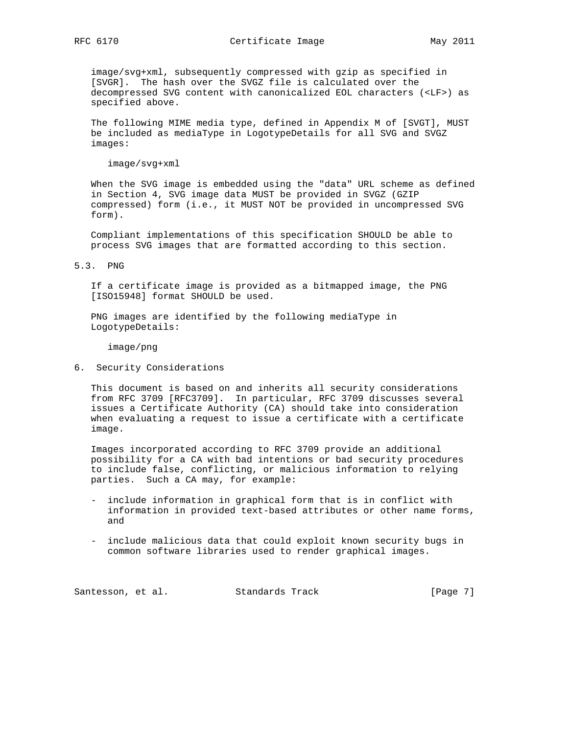image/svg+xml, subsequently compressed with gzip as specified in [SVGR]. The hash over the SVGZ file is calculated over the decompressed SVG content with canonicalized EOL characters (<LF>) as specified above.

The following MIME media type, defined in Appendix M of [SVGT], MUST be included as mediaType in LogotypeDetails for all SVG and SVGZ images:

```
image/svg+xml
```

When the SVG image is embedded using the "data" URL scheme as defined in Section 4, SVG image data MUST be provided in SVGZ (GZIP compressed) form (i.e., it MUST NOT be provided in uncompressed SVG form).

Compliant implementations of this specification SHOULD be able to process SVG images that are formatted according to this section.

### 5.3. PNG

If a certificate image is provided as a bitmapped image, the PNG [ISO15948] format SHOULD be used.

PNG images are identified by the following mediaType in LogotypeDetails:

```
image/png
```

## 6. Security Considerations

This document is based on and inherits all security considerations from RFC 3709 [RFC3709]. In particular, RFC 3709 discusses several issues a Certificate Authority (CA) should take into consideration when evaluating a request to issue a certificate with a certificate image.

Images incorporated according to RFC 3709 provide an additional possibility for a CA with bad intentions or bad security procedures to include false, conflicting, or malicious information to relying parties. Such a CA may, for example:

- include information in graphical form that is in conflict with information in provided text-based attributes or other name forms, and

- include malicious data that could exploit known security bugs in common software libraries used to render graphical images.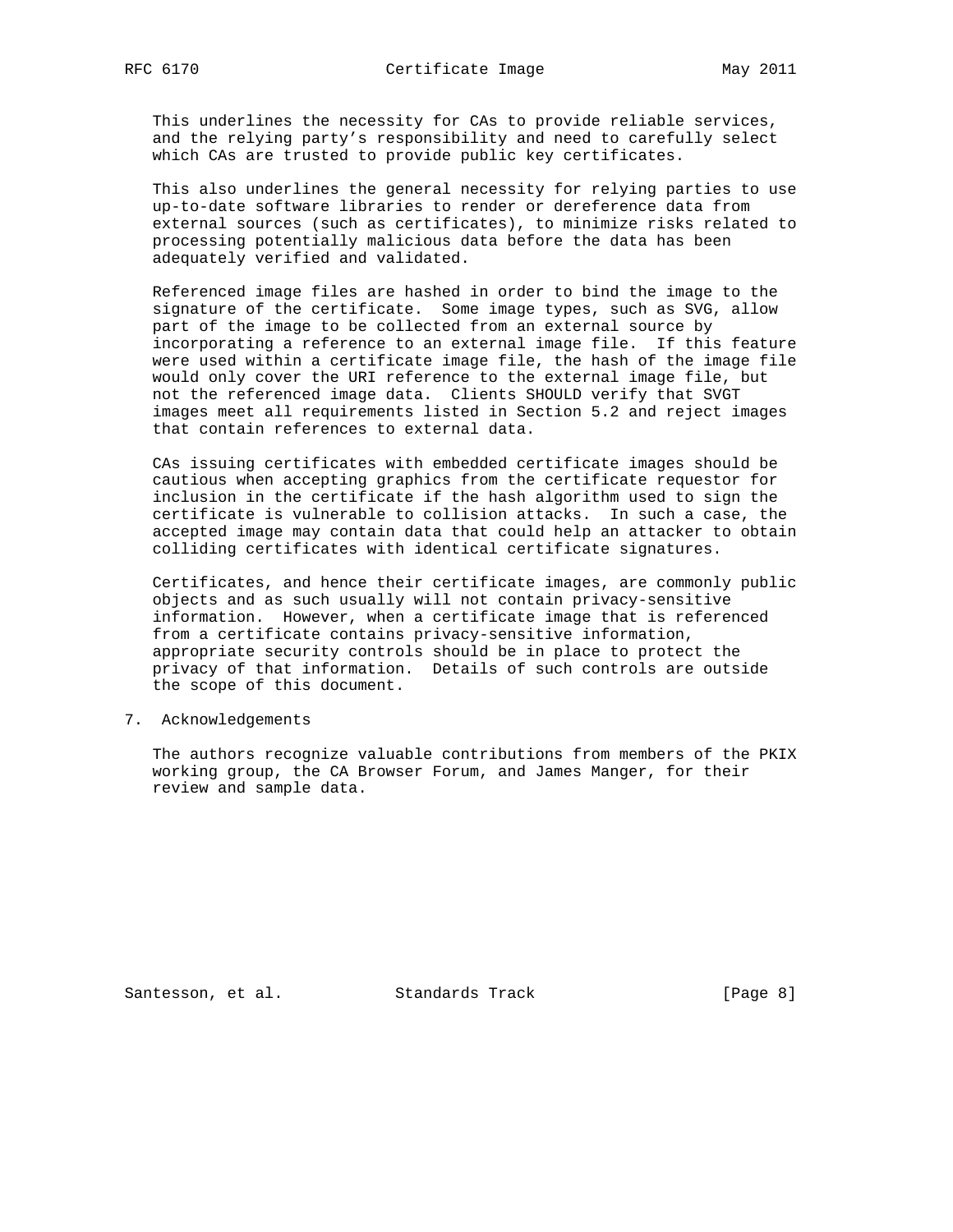This underlines the necessity for CAs to provide reliable services, and the relying party's responsibility and need to carefully select which CAs are trusted to provide public key certificates.

This also underlines the general necessity for relying parties to use up-to-date software libraries to render or dereference data from external sources (such as certificates), to minimize risks related to processing potentially malicious data before the data has been adequately verified and validated.

Referenced image files are hashed in order to bind the image to the signature of the certificate. Some image types, such as SVG, allow part of the image to be collected from an external source by incorporating a reference to an external image file. If this feature were used within a certificate image file, the hash of the image file would only cover the URI reference to the external image file, but not the referenced image data. Clients SHOULD verify that SVGT images meet all requirements listed in Section 5.2 and reject images that contain references to external data.

CAs issuing certificates with embedded certificate images should be cautious when accepting graphics from the certificate requestor for inclusion in the certificate if the hash algorithm used to sign the certificate is vulnerable to collision attacks. In such a case, the accepted image may contain data that could help an attacker to obtain colliding certificates with identical certificate signatures.

Certificates, and hence their certificate images, are commonly public objects and as such usually will not contain privacy-sensitive information. However, when a certificate image that is referenced from a certificate contains privacy-sensitive information, appropriate security controls should be in place to protect the privacy of that information. Details of such controls are outside the scope of this document.

## 7. Acknowledgements

The authors recognize valuable contributions from members of the PKIX working group, the CA Browser Forum, and James Manger, for their review and sample data.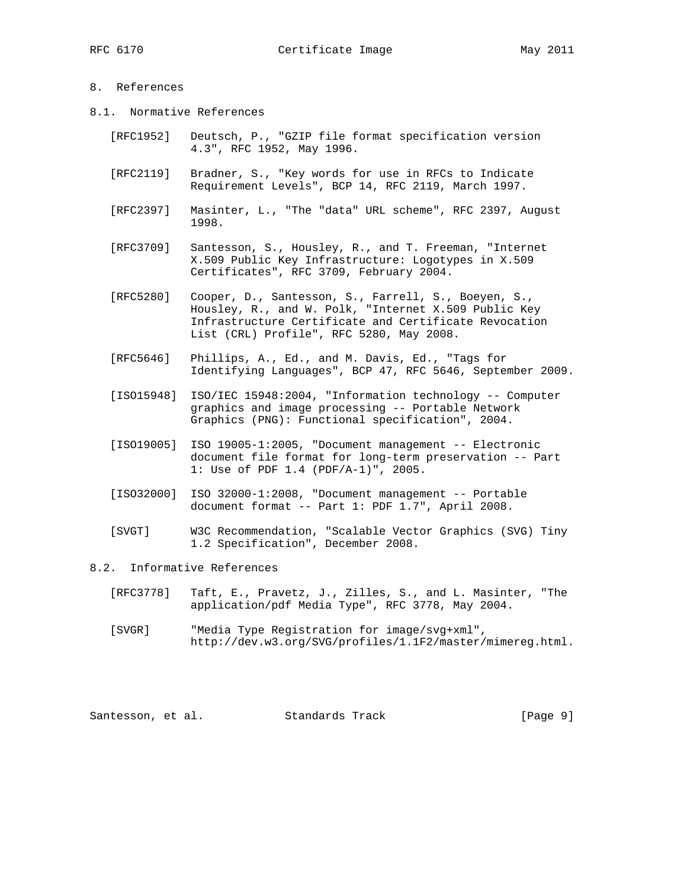## 8. References

### 8.1. Normative References

[RFC1952] Deutsch, P., "GZIP file format specification version 4.3", RFC 1952, May 1996.

[RFC2119] Bradner, S., "Key words for use in RFCs to Indicate Requirement Levels", BCP 14, RFC 2119, March 1997.

[RFC2397] Masinter, L., "The "data" URL scheme", RFC 2397, August 1998.

[RFC3709] Santesson, S., Housley, R., and T. Freeman, "Internet X.509 Public Key Infrastructure: Logotypes in X.509 Certificates", RFC 3709, February 2004.

[RFC5280] Cooper, D., Santesson, S., Farrell, S., Boeyen, S., Housley, R., and W. Polk, "Internet X.509 Public Key Infrastructure Certificate and Certificate Revocation List (CRL) Profile", RFC 5280, May 2008.

[RFC5646] Phillips, A., Ed., and M. Davis, Ed., "Tags for Identifying Languages", BCP 47, RFC 5646, September 2009.

[ISO15948] ISO/IEC 15948:2004, "Information technology -- Computer graphics and image processing -- Portable Network Graphics (PNG): Functional specification", 2004.

[ISO19005] ISO 19005-1:2005, "Document management -- Electronic document file format for long-term preservation -- Part 1: Use of PDF 1.4 (PDF/A-1)", 2005.

[ISO32000] ISO 32000-1:2008, "Document management -- Portable document format -- Part 1: PDF 1.7", April 2008.

[SVGT] W3C Recommendation, "Scalable Vector Graphics (SVG) Tiny 1.2 Specification", December 2008.

### 8.2. Informative References

[RFC3778] Taft, E., Pravetz, J., Zilles, S., and L. Masinter, "The application/pdf Media Type", RFC 3778, May 2004.

[SVGR] "Media Type Registration for image/svg+xml", http://dev.w3.org/SVG/profiles/1.1F2/master/mimereg.html.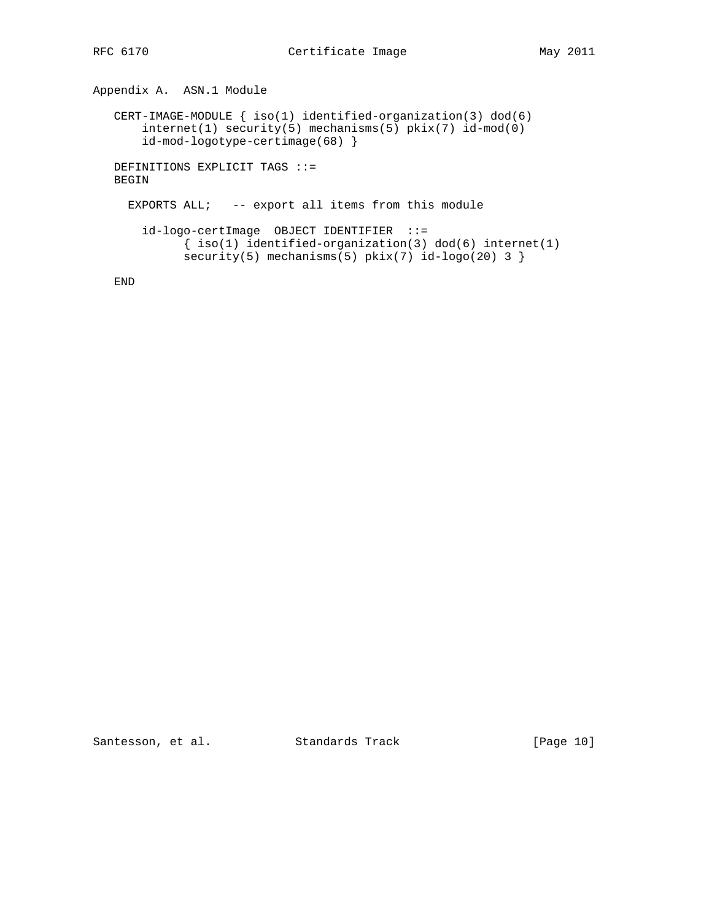## Appendix A. ASN.1 Module

```
   CERT-IMAGE-MODULE { iso(1) identified-organization(3) dod(6)
       internet(1) security(5) mechanisms(5) pkix(7) id-mod(0)
       id-mod-logotype-certimage(68) }

   DEFINITIONS EXPLICIT TAGS ::=
   BEGIN

     EXPORTS ALL;   -- export all items from this module

       id-logo-certImage  OBJECT IDENTIFIER  ::=
             { iso(1) identified-organization(3) dod(6) internet(1)
             security(5) mechanisms(5) pkix(7) id-logo(20) 3 }

   END
```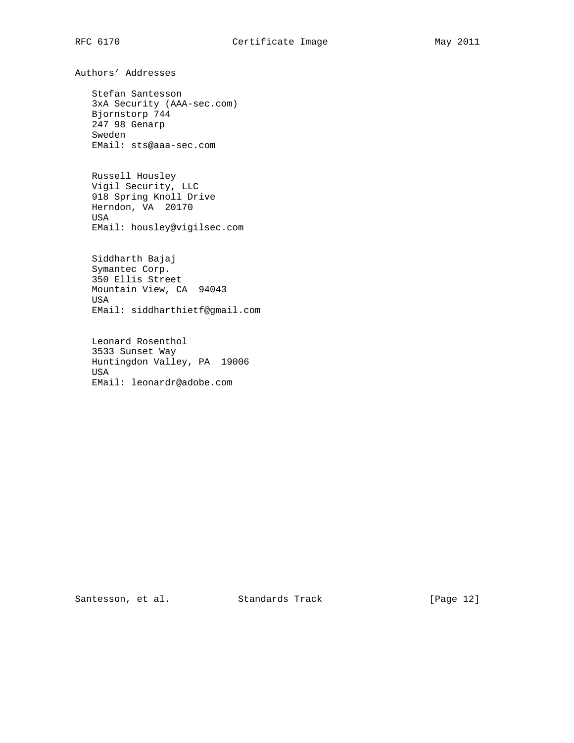## Authors' Addresses

Stefan Santesson
3xA Security (AAA-sec.com)
Bjornstorp 744
247 98 Genarp
Sweden
EMail: sts@aaa-sec.com

Russell Housley
Vigil Security, LLC
918 Spring Knoll Drive
Herndon, VA  20170
USA
EMail: housley@vigilsec.com

Siddharth Bajaj
Symantec Corp.
350 Ellis Street
Mountain View, CA  94043
USA
EMail: siddharthietf@gmail.com

Leonard Rosenthol
3533 Sunset Way
Huntingdon Valley, PA  19006
USA
EMail: leonardr@adobe.com